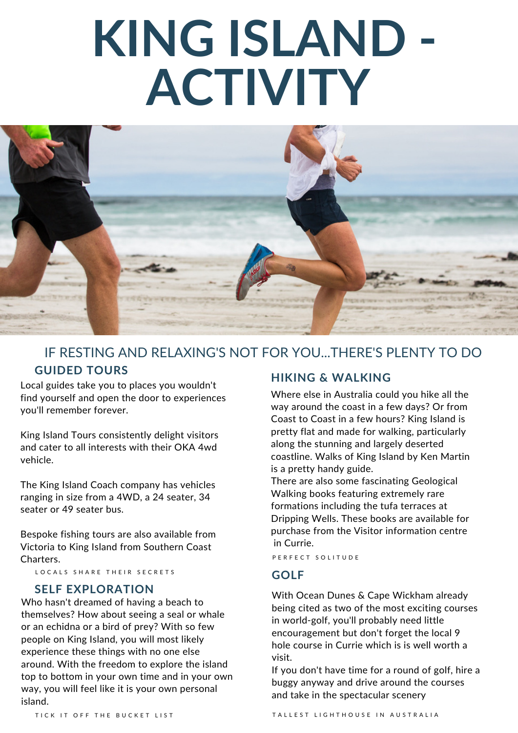# KING ISLAND - ACTIVITY

## IF RESTING AND RELAXING'S NOT FOR YOU...THERE'S PLENTY TO DO

### GUIDED TOURS

Local guides take you to places you wouldn't find yourself and open the door to experiences you'll remember forever.

King Island Tours consistently delight visitors and cater to all interests with their OKA 4wd vehicle.

The King Island Coach company has vehicles ranging in size from a 4WD, a 24 seater, 34 seater or 49 seater bus.

Bespoke fishing tours are also available from Victoria to King Island from Southern Coast Charters.

LOCALS SHARE THEIR SECRETS

### SELF EXPLORATION

Who hasn't dreamed of having a beach to themselves? How about seeing a seal or whale or an echidna or a bird of prey? With so few people on King Island, you will most likely experience these things with no one else around. With the freedom to explore the island top to bottom in your own time and in your own way, you will feel like it is your own personal island.

TICK IT OFF THE BUCKET LIST

### HIKING & WALKING

Where else in Australia could you hike all the way around the coast in a few days? Or from Coast to Coast in a few hours? King Island is pretty flat and made for walking, particularly along the stunning and largely deserted coastline. Walks of King Island by Ken Martin is a pretty handy guide.
There are also some fascinating Geological Walking books featuring extremely rare formations including the tufa terraces at Dripping Wells. These books are available for purchase from the Visitor information centre in Currie.

PERFECT SOLITUDE

### GOLF

With Ocean Dunes & Cape Wickham already being cited as two of the most exciting courses in world-golf, you'll probably need little encouragement but don't forget the local 9 hole course in Currie which is is well worth a visit.
If you don't have time for a round of golf, hire a buggy anyway and drive around the courses and take in the spectacular scenery

TALLEST LIGHTHOUSE IN AUSTRALIA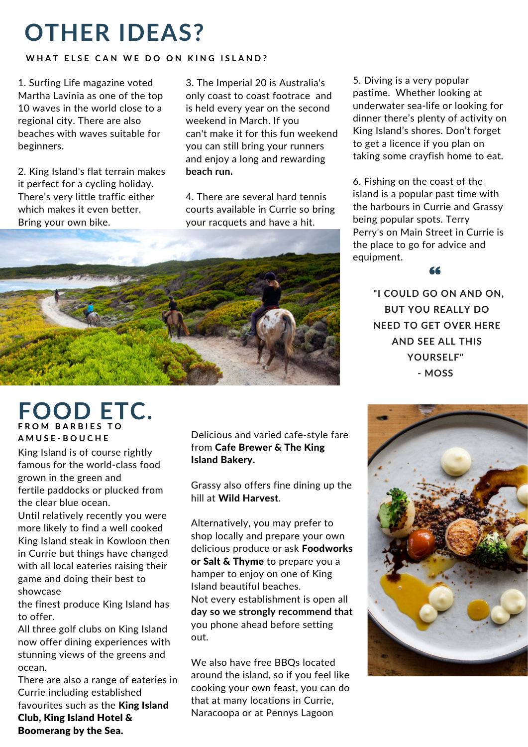# OTHER IDEAS?

**WHAT ELSE CAN WE DO ON KING ISLAND?**

1. Surfing Life magazine voted Martha Lavinia as one of the top 10 waves in the world close to a regional city. There are also beaches with waves suitable for beginners.

2. King Island's flat terrain makes it perfect for a cycling holiday. There's very little traffic either which makes it even better. Bring your own bike.

3. The Imperial 20 is Australia's only coast to coast footrace and is held every year on the second weekend in March. If you can't make it for this fun weekend you can still bring your runners and enjoy a long and rewarding **beach run.**

4. There are several hard tennis courts available in Currie so bring your racquets and have a hit.

5. Diving is a very popular pastime. Whether looking at underwater sea-life or looking for dinner there's plenty of activity on King Island's shores. Don't forget to get a licence if you plan on taking some crayfish home to eat.

6. Fishing on the coast of the island is a popular past time with the harbours in Currie and Grassy being popular spots. Terry Perry's on Main Street in Currie is the place to go for advice and equipment.

> "I COULD GO ON AND ON, BUT YOU REALLY DO NEED TO GET OVER HERE AND SEE ALL THIS YOURSELF"
> - MOSS

# FOOD ETC.

**FROM BARBIES TO AMUSE-BOUCHE**

King Island is of course rightly famous for the world-class food grown in the green and fertile paddocks or plucked from the clear blue ocean.
Until relatively recently you were more likely to find a well cooked King Island steak in Kowloon then in Currie but things have changed with all local eateries raising their game and doing their best to showcase the finest produce King Island has to offer.
All three golf clubs on King Island now offer dining experiences with stunning views of the greens and ocean.
There are also a range of eateries in Currie including established favourites such as the **King Island Club, King Island Hotel & Boomerang by the Sea.**

Delicious and varied cafe-style fare from **Cafe Brewer & The King Island Bakery.**

Grassy also offers fine dining up the hill at **Wild Harvest**.

Alternatively, you may prefer to shop locally and prepare your own delicious produce or ask **Foodworks or Salt & Thyme** to prepare you a hamper to enjoy on one of King Island beautiful beaches.
Not every establishment is open all **day so we strongly recommend that** you phone ahead before setting out.

We also have free BBQs located around the island, so if you feel like cooking your own feast, you can do that at many locations in Currie, Naracoopa or at Pennys Lagoon